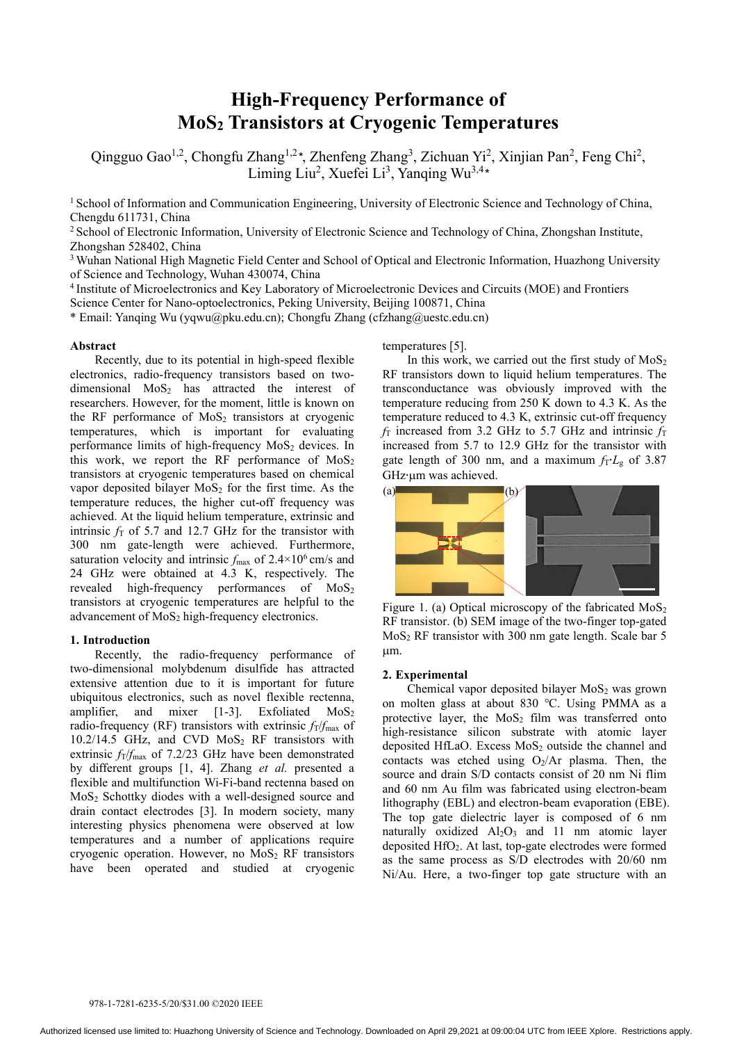# High-Frequency Performance of $MoS_2$ Transistors at Cryogenic Temperatures

Qingguo Gao[1,2], Chongfu Zhang[1,2*], Zhenfeng Zhang[3], Zichuan Yi[2], Xinjian Pan[2], Feng Chi[2], Liming Liu[2], Xuefei Li[3], Yanqing Wu[3,4*]

[1] School of Information and Communication Engineering, University of Electronic Science and Technology of China, Chengdu 611731, China

[2] School of Electronic Information, University of Electronic Science and Technology of China, Zhongshan Institute, Zhongshan 528402, China

[3] Wuhan National High Magnetic Field Center and School of Optical and Electronic Information, Huazhong University of Science and Technology, Wuhan 430074, China

[4] Institute of Microelectronics and Key Laboratory of Microelectronic Devices and Circuits (MOE) and Frontiers Science Center for Nano-optoelectronics, Peking University, Beijing 100871, China

* Email: Yanqing Wu (yqwu@pku.edu.cn); Chongfu Zhang (cfzhang@uestc.edu.cn)

### Abstract

Recently, due to its potential in high-speed flexible electronics, radio-frequency transistors based on two-dimensional $MoS_2$ has attracted the interest of researchers. However, for the moment, little is known on the RF performance of $MoS_2$ transistors at cryogenic temperatures, which is important for evaluating performance limits of high-frequency $MoS_2$ devices. In this work, we report the RF performance of $MoS_2$ transistors at cryogenic temperatures based on chemical vapor deposited bilayer $MoS_2$ for the first time. As the temperature reduces, the higher cut-off frequency was achieved. At the liquid helium temperature, extrinsic and intrinsic $f_T$ of 5.7 and 12.7 GHz for the transistor with 300 nm gate-length were achieved. Furthermore, saturation velocity and intrinsic $f_{max}$ of $2.4 \times 10^6$ cm/s and 24 GHz were obtained at 4.3 K, respectively. The revealed high-frequency performances of $MoS_2$ transistors at cryogenic temperatures are helpful to the advancement of $MoS_2$ high-frequency electronics.

### 1. Introduction

Recently, the radio-frequency performance of two-dimensional molybdenum disulfide has attracted extensive attention due to it is important for future ubiquitous electronics, such as novel flexible rectenna, amplifier, and mixer [1-3]. Exfoliated $MoS_2$ radio-frequency (RF) transistors with extrinsic $f_T/f_{max}$ of 10.2/14.5 GHz, and CVD $MoS_2$ RF transistors with extrinsic $f_T/f_{max}$ of 7.2/23 GHz have been demonstrated by different groups [1, 4]. Zhang *et al.* presented a flexible and multifunction Wi-Fi-band rectenna based on $MoS_2$ Schottky diodes with a well-designed source and drain contact electrodes [3]. In modern society, many interesting physics phenomena were observed at low temperatures and a number of applications require cryogenic operation. However, no $MoS_2$ RF transistors have been operated and studied at cryogenic temperatures [5].

In this work, we carried out the first study of $MoS_2$ RF transistors down to liquid helium temperatures. The transconductance was obviously improved with the temperature reducing from 250 K down to 4.3 K. As the temperature reduced to 4.3 K, extrinsic cut-off frequency $f_T$ increased from 3.2 GHz to 5.7 GHz and intrinsic $f_T$ increased from 5.7 to 12.9 GHz for the transistor with gate length of 300 nm, and a maximum $f_T \cdot L_g$ of 3.87 GHz·µm was achieved.

Figure 1. (a) Optical microscopy of the fabricated $MoS_2$ RF transistor. (b) SEM image of the two-finger top-gated $MoS_2$ RF transistor with 300 nm gate length. Scale bar 5 µm.

### 2. Experimental

Chemical vapor deposited bilayer $MoS_2$ was grown on molten glass at about 830 °C. Using PMMA as a protective layer, the $MoS_2$ film was transferred onto high-resistance silicon substrate with atomic layer deposited HfLaO. Excess $MoS_2$ outside the channel and contacts was etched using $O_2$/Ar plasma. Then, the source and drain S/D contacts consist of 20 nm Ni flim and 60 nm Au film was fabricated using electron-beam lithography (EBL) and electron-beam evaporation (EBE). The top gate dielectric layer is composed of 6 nm naturally oxidized $Al_2O_3$ and 11 nm atomic layer deposited $HfO_2$. At last, top-gate electrodes were formed as the same process as S/D electrodes with 20/60 nm Ni/Au. Here, a two-finger top gate structure with an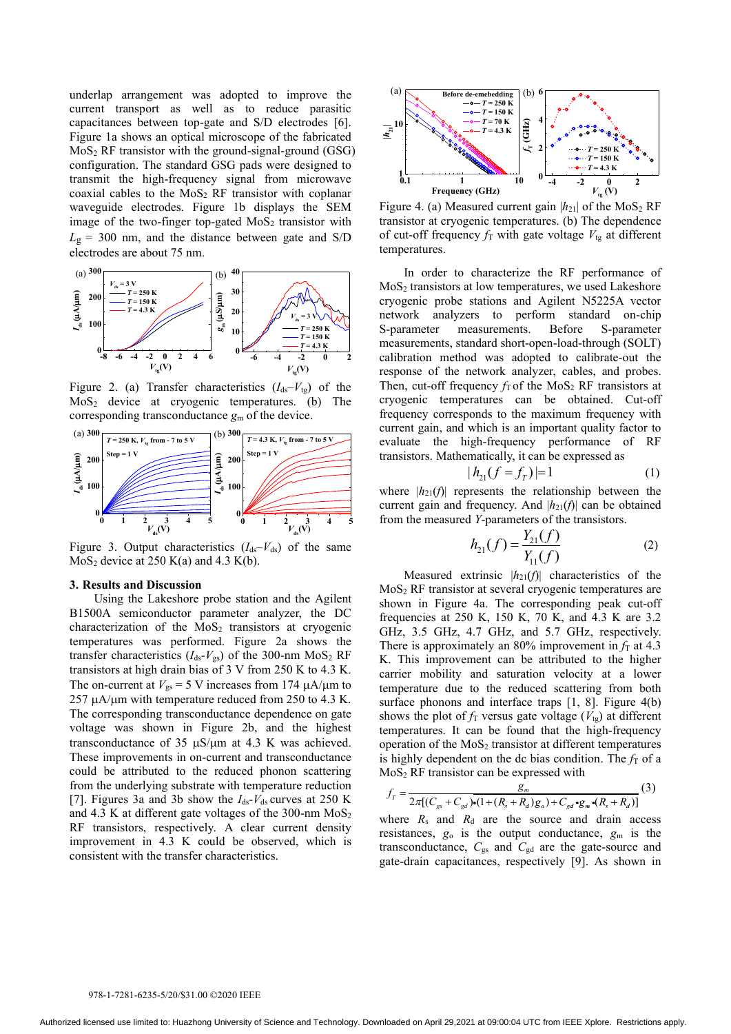underlap arrangement was adopted to improve the current transport as well as to reduce parasitic capacitances between top-gate and S/D electrodes [6]. Figure 1a shows an optical microscope of the fabricated $MoS_2$ RF transistor with the ground-signal-ground (GSG) configuration. The standard GSG pads were designed to transmit the high-frequency signal from microwave coaxial cables to the $MoS_2$ RF transistor with coplanar waveguide electrodes. Figure 1b displays the SEM image of the two-finger top-gated $MoS_2$ transistor with $L_g$ = 300 nm, and the distance between gate and S/D electrodes are about 75 nm.

Figure 2. (a) Transfer characteristics ($I_{ds}$–$V_{tg}$) of the $MoS_2$ device at cryogenic temperatures. (b) The corresponding transconductance $g_m$ of the device.

Figure 3. Output characteristics ($I_{ds}$–$V_{ds}$) of the same $MoS_2$ device at 250 K(a) and 4.3 K(b).

## 3. Results and Discussion

Using the Lakeshore probe station and the Agilent B1500A semiconductor parameter analyzer, the DC characterization of the $MoS_2$ transistors at cryogenic temperatures was performed. Figure 2a shows the transfer characteristics ($I_{ds}$-$V_{gs}$) of the 300-nm $MoS_2$ RF transistors at high drain bias of 3 V from 250 K to 4.3 K. The on-current at $V_{gs}$ = 5 V increases from 174 μA/μm to 257 μA/μm with temperature reduced from 250 to 4.3 K. The corresponding transconductance dependence on gate voltage was shown in Figure 2b, and the highest transconductance of 35 μS/μm at 4.3 K was achieved. These improvements in on-current and transconductance could be attributed to the reduced phonon scattering from the underlying substrate with temperature reduction [7]. Figures 3a and 3b show the $I_{ds}$-$V_{ds}$ curves at 250 K and 4.3 K at different gate voltages of the 300-nm $MoS_2$ RF transistors, respectively. A clear current density improvement in 4.3 K could be observed, which is consistent with the transfer characteristics.

Figure 4. (a) Measured current gain $|h_{21}|$ of the $MoS_2$ RF transistor at cryogenic temperatures. (b) The dependence of cut-off frequency $f_T$ with gate voltage $V_{tg}$ at different temperatures.

In order to characterize the RF performance of $MoS_2$ transistors at low temperatures, we used Lakeshore cryogenic probe stations and Agilent N5225A vector network analyzers to perform standard on-chip S-parameter measurements. Before S-parameter measurements, standard short-open-load-through (SOLT) calibration method was adopted to calibrate-out the response of the network analyzer, cables, and probes. Then, cut-off frequency $f_T$ of the $MoS_2$ RF transistors at cryogenic temperatures can be obtained. Cut-off frequency corresponds to the maximum frequency with current gain, and which is an important quality factor to evaluate the high-frequency performance of RF transistors. Mathematically, it can be expressed as

$$|h_{21}(f = f_T)| = 1 \tag{1}$$

where $|h_{21}(f)|$ represents the relationship between the current gain and frequency. And $|h_{21}(f)|$ can be obtained from the measured $Y$-parameters of the transistors.

$$h_{21}(f) = \frac{Y_{21}(f)}{Y_{11}(f)} \tag{2}$$

Measured extrinsic $|h_{21}(f)|$ characteristics of the $MoS_2$ RF transistor at several cryogenic temperatures are shown in Figure 4a. The corresponding peak cut-off frequencies at 250 K, 150 K, 70 K, and 4.3 K are 3.2 GHz, 3.5 GHz, 4.7 GHz, and 5.7 GHz, respectively. There is approximately an 80% improvement in $f_T$ at 4.3 K. This improvement can be attributed to the higher carrier mobility and saturation velocity at a lower temperature due to the reduced scattering from both surface phonons and interface traps [1, 8]. Figure 4(b) shows the plot of $f_T$ versus gate voltage ($V_{tg}$) at different temperatures. It can be found that the high-frequency operation of the $MoS_2$ transistor at different temperatures is highly dependent on the dc bias condition. The $f_T$ of a $MoS_2$ RF transistor can be expressed with

$$f_T = \frac{g_m}{2\pi[(C_{gs} + C_{gd})\bullet(1 + (R_s + R_d)g_o) + C_{gd}\bullet g_m\bullet(R_s + R_d)]} \tag{3}$$

where $R_s$ and $R_d$ are the source and drain access resistances, $g_o$ is the output conductance, $g_m$ is the transconductance, $C_{gs}$ and $C_{gd}$ are the gate-source and gate-drain capacitances, respectively [9]. As shown in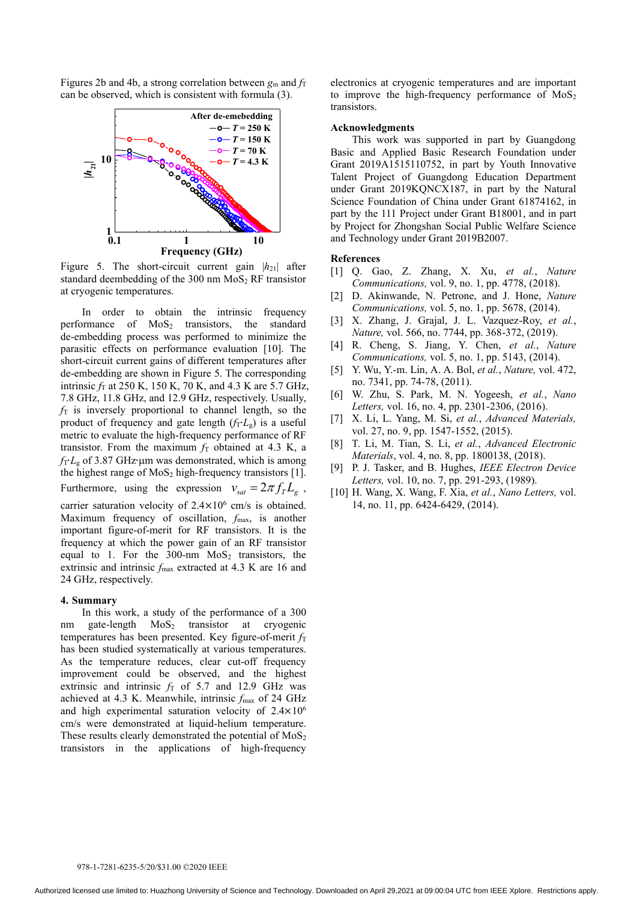Figures 2b and 4b, a strong correlation between $g_m$ and $f_T$ can be observed, which is consistent with formula (3).

After de-embedding

$T$ = 250 K

$T$ = 150 K

$T$ = 70 K

$T$ = 4.3 K

$|h_{21}|$

10

1

0.1

1

10

Frequency (GHz)

Figure 5. The short-circuit current gain $|h_{21}|$ after standard deembedding of the 300 nm $MoS_2$ RF transistor at cryogenic temperatures.

In order to obtain the intrinsic frequency performance of $MoS_2$ transistors, the standard de-embedding process was performed to minimize the parasitic effects on performance evaluation [10]. The short-circuit current gains of different temperatures after de-embedding are shown in Figure 5. The corresponding intrinsic $f_T$ at 250 K, 150 K, 70 K, and 4.3 K are 5.7 GHz, 7.8 GHz, 11.8 GHz, and 12.9 GHz, respectively. Usually, $f_T$ is inversely proportional to channel length, so the product of frequency and gate length ($f_T \cdot L_g$) is a useful metric to evaluate the high-frequency performance of RF transistor. From the maximum $f_T$ obtained at 4.3 K, a $f_T \cdot L_g$ of 3.87 GHz·μm was demonstrated, which is among the highest range of $MoS_2$ high-frequency transistors [1]. Furthermore, using the expression $v_{sat} = 2\pi f_T L_g$, carrier saturation velocity of $2.4\times10^6$ cm/s is obtained. Maximum frequency of oscillation, $f_{max}$, is another important figure-of-merit for RF transistors. It is the frequency at which the power gain of an RF transistor equal to 1. For the 300-nm $MoS_2$ transistors, the extrinsic and intrinsic $f_{max}$ extracted at 4.3 K are 16 and 24 GHz, respectively.

## 4. Summary

In this work, a study of the performance of a 300 nm gate-length $MoS_2$ transistor at cryogenic temperatures has been presented. Key figure-of-merit $f_T$ has been studied systematically at various temperatures. As the temperature reduces, clear cut-off frequency improvement could be observed, and the highest extrinsic and intrinsic $f_T$ of 5.7 and 12.9 GHz was achieved at 4.3 K. Meanwhile, intrinsic $f_{max}$ of 24 GHz and high experimental saturation velocity of $2.4\times10^6$ cm/s were demonstrated at liquid-helium temperature. These results clearly demonstrated the potential of $MoS_2$ transistors in the applications of high-frequency electronics at cryogenic temperatures and are important to improve the high-frequency performance of $MoS_2$ transistors.

## Acknowledgments

This work was supported in part by Guangdong Basic and Applied Basic Research Foundation under Grant 2019A1515110752, in part by Youth Innovative Talent Project of Guangdong Education Department under Grant 2019KQNCX187, in part by the Natural Science Foundation of China under Grant 61874162, in part by the 111 Project under Grant B18001, and in part by Project for Zhongshan Social Public Welfare Science and Technology under Grant 2019B2007.

## References

[1] Q. Gao, Z. Zhang, X. Xu, *et al.*, *Nature Communications,* vol. 9, no. 1, pp. 4778, (2018).

[2] D. Akinwande, N. Petrone, and J. Hone, *Nature Communications,* vol. 5, no. 1, pp. 5678, (2014).

[3] X. Zhang, J. Grajal, J. L. Vazquez-Roy, *et al.*, *Nature,* vol. 566, no. 7744, pp. 368-372, (2019).

[4] R. Cheng, S. Jiang, Y. Chen, *et al.*, *Nature Communications,* vol. 5, no. 1, pp. 5143, (2014).

[5] Y. Wu, Y.-m. Lin, A. A. Bol, *et al.*, *Nature,* vol. 472, no. 7341, pp. 74-78, (2011).

[6] W. Zhu, S. Park, M. N. Yogeesh, *et al.*, *Nano Letters,* vol. 16, no. 4, pp. 2301-2306, (2016).

[7] X. Li, L. Yang, M. Si, *et al.*, *Advanced Materials,* vol. 27, no. 9, pp. 1547-1552, (2015).

[8] T. Li, M. Tian, S. Li, *et al.*, *Advanced Electronic Materials*, vol. 4, no. 8, pp. 1800138, (2018).

[9] P. J. Tasker, and B. Hughes, *IEEE Electron Device Letters,* vol. 10, no. 7, pp. 291-293, (1989).

[10] H. Wang, X. Wang, F. Xia, *et al.*, *Nano Letters,* vol. 14, no. 11, pp. 6424-6429, (2014).